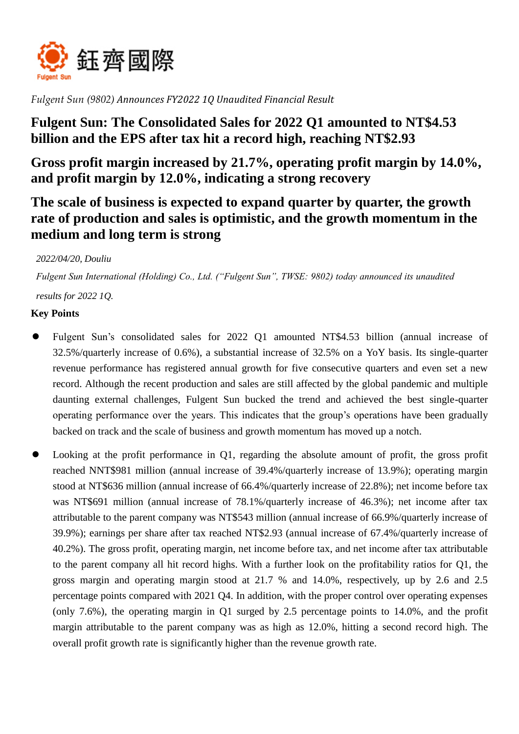鈺齊國際

Fulgent Sun

*Fulgent Sun (9802) Announces FY2022 1Q Unaudited Financial Result*

# Fulgent Sun: The Consolidated Sales for 2022 Q1 amounted to NT$4.53 billion and the EPS after tax hit a record high, reaching NT$2.93

## Gross profit margin increased by 21.7%, operating profit margin by 14.0%, and profit margin by 12.0%, indicating a strong recovery

## The scale of business is expected to expand quarter by quarter, the growth rate of production and sales is optimistic, and the growth momentum in the medium and long term is strong

*2022/04/20, Douliu*

*Fulgent Sun International (Holding) Co., Ltd. ("Fulgent Sun", TWSE: 9802) today announced its unaudited results for 2022 1Q.*

**Key Points**

- Fulgent Sun's consolidated sales for 2022 Q1 amounted NT$4.53 billion (annual increase of 32.5%/quarterly increase of 0.6%), a substantial increase of 32.5% on a YoY basis. Its single-quarter revenue performance has registered annual growth for five consecutive quarters and even set a new record. Although the recent production and sales are still affected by the global pandemic and multiple daunting external challenges, Fulgent Sun bucked the trend and achieved the best single-quarter operating performance over the years. This indicates that the group's operations have been gradually backed on track and the scale of business and growth momentum has moved up a notch.
- Looking at the profit performance in Q1, regarding the absolute amount of profit, the gross profit reached NNT$981 million (annual increase of 39.4%/quarterly increase of 13.9%); operating margin stood at NT$636 million (annual increase of 66.4%/quarterly increase of 22.8%); net income before tax was NT$691 million (annual increase of 78.1%/quarterly increase of 46.3%); net income after tax attributable to the parent company was NT$543 million (annual increase of 66.9%/quarterly increase of 39.9%); earnings per share after tax reached NT$2.93 (annual increase of 67.4%/quarterly increase of 40.2%). The gross profit, operating margin, net income before tax, and net income after tax attributable to the parent company all hit record highs. With a further look on the profitability ratios for Q1, the gross margin and operating margin stood at 21.7 % and 14.0%, respectively, up by 2.6 and 2.5 percentage points compared with 2021 Q4. In addition, with the proper control over operating expenses (only 7.6%), the operating margin in Q1 surged by 2.5 percentage points to 14.0%, and the profit margin attributable to the parent company was as high as 12.0%, hitting a second record high. The overall profit growth rate is significantly higher than the revenue growth rate.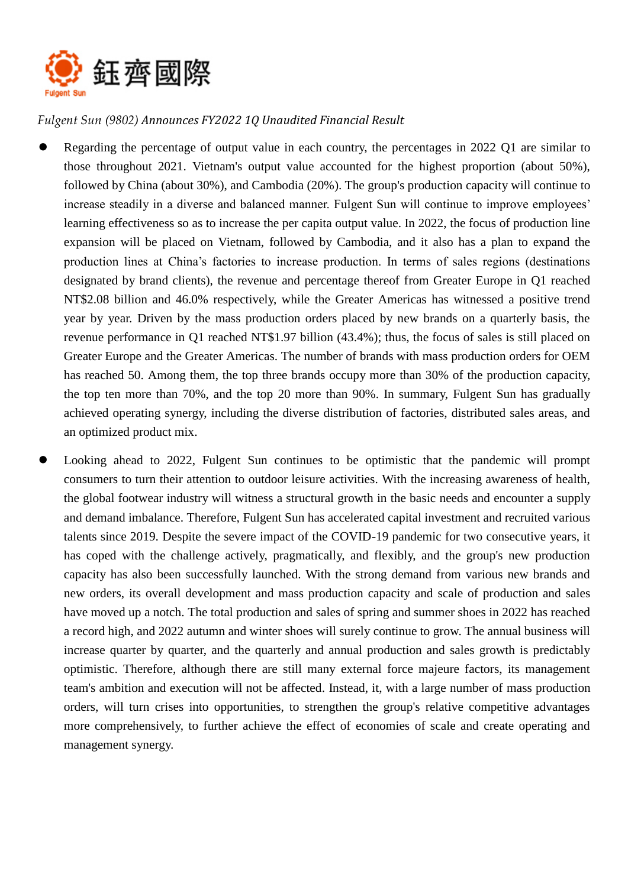*Fulgent Sun (9802) Announces FY2022 1Q Unaudited Financial Result*

- Regarding the percentage of output value in each country, the percentages in 2022 Q1 are similar to those throughout 2021. Vietnam's output value accounted for the highest proportion (about 50%), followed by China (about 30%), and Cambodia (20%). The group's production capacity will continue to increase steadily in a diverse and balanced manner. Fulgent Sun will continue to improve employees' learning effectiveness so as to increase the per capita output value. In 2022, the focus of production line expansion will be placed on Vietnam, followed by Cambodia, and it also has a plan to expand the production lines at China's factories to increase production. In terms of sales regions (destinations designated by brand clients), the revenue and percentage thereof from Greater Europe in Q1 reached NT$2.08 billion and 46.0% respectively, while the Greater Americas has witnessed a positive trend year by year. Driven by the mass production orders placed by new brands on a quarterly basis, the revenue performance in Q1 reached NT$1.97 billion (43.4%); thus, the focus of sales is still placed on Greater Europe and the Greater Americas. The number of brands with mass production orders for OEM has reached 50. Among them, the top three brands occupy more than 30% of the production capacity, the top ten more than 70%, and the top 20 more than 90%. In summary, Fulgent Sun has gradually achieved operating synergy, including the diverse distribution of factories, distributed sales areas, and an optimized product mix.
- Looking ahead to 2022, Fulgent Sun continues to be optimistic that the pandemic will prompt consumers to turn their attention to outdoor leisure activities. With the increasing awareness of health, the global footwear industry will witness a structural growth in the basic needs and encounter a supply and demand imbalance. Therefore, Fulgent Sun has accelerated capital investment and recruited various talents since 2019. Despite the severe impact of the COVID-19 pandemic for two consecutive years, it has coped with the challenge actively, pragmatically, and flexibly, and the group's new production capacity has also been successfully launched. With the strong demand from various new brands and new orders, its overall development and mass production capacity and scale of production and sales have moved up a notch. The total production and sales of spring and summer shoes in 2022 has reached a record high, and 2022 autumn and winter shoes will surely continue to grow. The annual business will increase quarter by quarter, and the quarterly and annual production and sales growth is predictably optimistic. Therefore, although there are still many external force majeure factors, its management team's ambition and execution will not be affected. Instead, it, with a large number of mass production orders, will turn crises into opportunities, to strengthen the group's relative competitive advantages more comprehensively, to further achieve the effect of economies of scale and create operating and management synergy.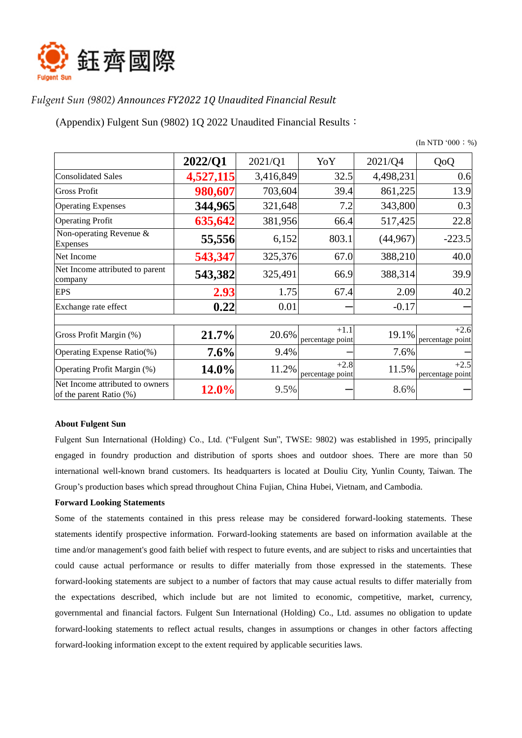鈺齊國際

Fulgent Sun

*Fulgent Sun (9802) Announces FY2022 1Q Unaudited Financial Result*

(Appendix) Fulgent Sun (9802) 1Q 2022 Unaudited Financial Results：

(In NTD ‘000；%)

| | **2022/Q1** | 2021/Q1 | YoY | 2021/Q4 | QoQ |
|---|---|---|---|---|---|
| Consolidated Sales | **4,527,115** | 3,416,849 | 32.5 | 4,498,231 | 0.6 |
| Gross Profit | **980,607** | 703,604 | 39.4 | 861,225 | 13.9 |
| Operating Expenses | **344,965** | 321,648 | 7.2 | 343,800 | 0.3 |
| Operating Profit | **635,642** | 381,956 | 66.4 | 517,425 | 22.8 |
| Non-operating Revenue & Expenses | **55,556** | 6,152 | 803.1 | (44,967) | -223.5 |
| Net Income | **543,347** | 325,376 | 67.0 | 388,210 | 40.0 |
| Net Income attributed to parent company | **543,382** | 325,491 | 66.9 | 388,314 | 39.9 |
| EPS | **2.93** | 1.75 | 67.4 | 2.09 | 40.2 |
| Exchange rate effect | **0.22** | 0.01 | — | -0.17 | — |
| | | | | | |
| Gross Profit Margin (%) | **21.7%** | 20.6% | +1.1 percentage point | 19.1% | +2.6 percentage point |
| Operating Expense Ratio(%) | **7.6%** | 9.4% | — | 7.6% | — |
| Operating Profit Margin (%) | **14.0%** | 11.2% | +2.8 percentage point | 11.5% | +2.5 percentage point |
| Net Income attributed to owners of the parent Ratio (%) | **12.0%** | 9.5% | — | 8.6% | — |

**About Fulgent Sun**

Fulgent Sun International (Holding) Co., Ltd. (“Fulgent Sun”, TWSE: 9802) was established in 1995, principally engaged in foundry production and distribution of sports shoes and outdoor shoes. There are more than 50 international well-known brand customers. Its headquarters is located at Douliu City, Yunlin County, Taiwan. The Group’s production bases which spread throughout China Fujian, China Hubei, Vietnam, and Cambodia.

**Forward Looking Statements**

Some of the statements contained in this press release may be considered forward-looking statements. These statements identify prospective information. Forward-looking statements are based on information available at the time and/or management's good faith belief with respect to future events, and are subject to risks and uncertainties that could cause actual performance or results to differ materially from those expressed in the statements. These forward-looking statements are subject to a number of factors that may cause actual results to differ materially from the expectations described, which include but are not limited to economic, competitive, market, currency, governmental and financial factors. Fulgent Sun International (Holding) Co., Ltd. assumes no obligation to update forward-looking statements to reflect actual results, changes in assumptions or changes in other factors affecting forward-looking information except to the extent required by applicable securities laws.